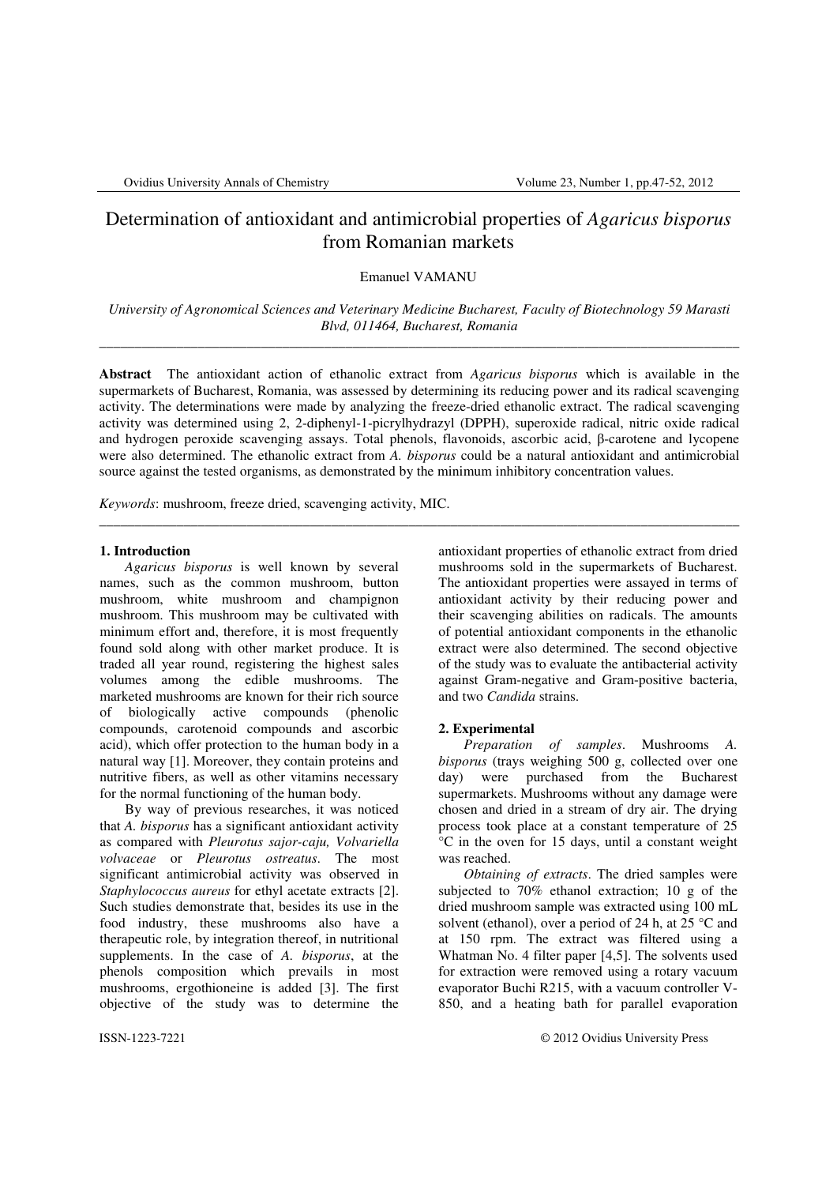# Determination of antioxidant and antimicrobial properties of *Agaricus bisporus* from Romanian markets

Emanuel VAMANU

*University of Agronomical Sciences and Veterinary Medicine Bucharest, Faculty of Biotechnology 59 Marasti Blvd, 011464, Bucharest, Romania*

---

**Abstract** The antioxidant action of ethanolic extract from *Agaricus bisporus* which is available in the supermarkets of Bucharest, Romania, was assessed by determining its reducing power and its radical scavenging activity. The determinations were made by analyzing the freeze-dried ethanolic extract. The radical scavenging activity was determined using 2, 2-diphenyl-1-picrylhydrazyl (DPPH), superoxide radical, nitric oxide radical and hydrogen peroxide scavenging assays. Total phenols, flavonoids, ascorbic acid, β-carotene and lycopene were also determined. The ethanolic extract from *A. bisporus* could be a natural antioxidant and antimicrobial source against the tested organisms, as demonstrated by the minimum inhibitory concentration values.

*Keywords*: mushroom, freeze dried, scavenging activity, MIC.

---

## 1. Introduction

*Agaricus bisporus* is well known by several names, such as the common mushroom, button mushroom, white mushroom and champignon mushroom. This mushroom may be cultivated with minimum effort and, therefore, it is most frequently found sold along with other market produce. It is traded all year round, registering the highest sales volumes among the edible mushrooms. The marketed mushrooms are known for their rich source of biologically active compounds (phenolic compounds, carotenoid compounds and ascorbic acid), which offer protection to the human body in a natural way [1]. Moreover, they contain proteins and nutritive fibers, as well as other vitamins necessary for the normal functioning of the human body.

By way of previous researches, it was noticed that *A. bisporus* has a significant antioxidant activity as compared with *Pleurotus sajor-caju, Volvariella volvaceae* or *Pleurotus ostreatus*. The most significant antimicrobial activity was observed in *Staphylococcus aureus* for ethyl acetate extracts [2]. Such studies demonstrate that, besides its use in the food industry, these mushrooms also have a therapeutic role, by integration thereof, in nutritional supplements. In the case of *A. bisporus*, at the phenols composition which prevails in most mushrooms, ergothioneine is added [3]. The first objective of the study was to determine the antioxidant properties of ethanolic extract from dried mushrooms sold in the supermarkets of Bucharest. The antioxidant properties were assayed in terms of antioxidant activity by their reducing power and their scavenging abilities on radicals. The amounts of potential antioxidant components in the ethanolic extract were also determined. The second objective of the study was to evaluate the antibacterial activity against Gram-negative and Gram-positive bacteria, and two *Candida* strains.

## 2. Experimental

*Preparation of samples*. Mushrooms *A. bisporus* (trays weighing 500 g, collected over one day) were purchased from the Bucharest supermarkets. Mushrooms without any damage were chosen and dried in a stream of dry air. The drying process took place at a constant temperature of 25 °C in the oven for 15 days, until a constant weight was reached.

*Obtaining of extracts*. The dried samples were subjected to 70% ethanol extraction; 10 g of the dried mushroom sample was extracted using 100 mL solvent (ethanol), over a period of 24 h, at 25 °C and at 150 rpm. The extract was filtered using a Whatman No. 4 filter paper [4,5]. The solvents used for extraction were removed using a rotary vacuum evaporator Buchi R215, with a vacuum controller V-850, and a heating bath for parallel evaporation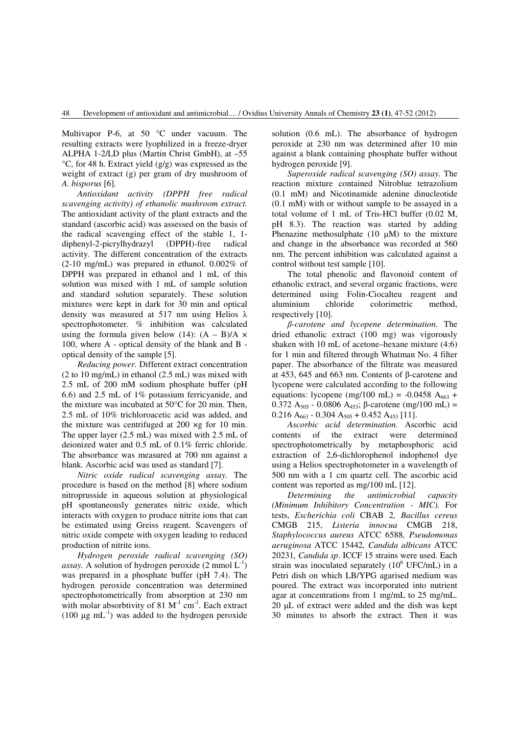Multivapor P-6, at 50 °C under vacuum. The resulting extracts were lyophilized in a freeze-dryer ALPHA 1-2/LD plus (Martin Christ GmbH), at –55 °C, for 48 h. Extract yield (g/g) was expressed as the weight of extract (g) per gram of dry mushroom of *A. bisporus* [6].

*Antioxidant activity (DPPH free radical scavenging activity) of ethanolic mushroom extract.* The antioxidant activity of the plant extracts and the standard (ascorbic acid) was assessed on the basis of the radical scavenging effect of the stable 1, 1-diphenyl-2-picrylhydrazyl (DPPH)-free radical activity. The different concentration of the extracts (2-10 mg/mL) was prepared in ethanol. 0.002% of DPPH was prepared in ethanol and 1 mL of this solution was mixed with 1 mL of sample solution and standard solution separately. These solution mixtures were kept in dark for 30 min and optical density was measured at 517 nm using Helios λ spectrophotometer. % inhibition was calculated using the formula given below (14): $(A - B)/A \times 100$, where A - optical density of the blank and B - optical density of the sample [5].

*Reducing power.* Different extract concentration (2 to 10 mg/mL) in ethanol (2.5 mL) was mixed with 2.5 mL of 200 mM sodium phosphate buffer (pH 6.6) and 2.5 mL of 1% potassium ferricyanide, and the mixture was incubated at 50°C for 20 min. Then, 2.5 mL of 10% trichloroacetic acid was added, and the mixture was centrifuged at 200 ×g for 10 min. The upper layer (2.5 mL) was mixed with 2.5 mL of deionized water and 0.5 mL of 0.1% ferric chloride. The absorbance was measured at 700 nm against a blank. Ascorbic acid was used as standard [7].

*Nitric oxide radical scavenging assay.* The procedure is based on the method [8] where sodium nitroprusside in aqueous solution at physiological pH spontaneously generates nitric oxide, which interacts with oxygen to produce nitrite ions that can be estimated using Greiss reagent. Scavengers of nitric oxide compete with oxygen leading to reduced production of nitrite ions.

*Hydrogen peroxide radical scavenging (SO) assay.* A solution of hydrogen peroxide (2 mmol $L^{-1}$) was prepared in a phosphate buffer (pH 7.4). The hydrogen peroxide concentration was determined spectrophotometrically from absorption at 230 nm with molar absorbtivity of 81 $M^{-1}$ $cm^{-1}$. Each extract (100 µg $mL^{-1}$) was added to the hydrogen peroxide solution (0.6 mL). The absorbance of hydrogen peroxide at 230 nm was determined after 10 min against a blank containing phosphate buffer without hydrogen peroxide [9].

*Superoxide radical scavenging (SO) assay.* The reaction mixture contained Nitroblue tetrazolium (0.1 mM) and Nicotinamide adenine dinucleotide (0.1 mM) with or without sample to be assayed in a total volume of 1 mL of Tris-HCl buffer (0.02 M, pH 8.3). The reaction was started by adding Phenazine methosulphate (10 µM) to the mixture and change in the absorbance was recorded at 560 nm. The percent inhibition was calculated against a control without test sample [10].

The total phenolic and flavonoid content of ethanolic extract, and several organic fractions, were determined using Folin-Ciocalteu reagent and aluminium chloride colorimetric method, respectively [10].

*β-carotene and lycopene determination*. The dried ethanolic extract (100 mg) was vigorously shaken with 10 mL of acetone–hexane mixture (4:6) for 1 min and filtered through Whatman No. 4 filter paper. The absorbance of the filtrate was measured at 453, 645 and 663 nm. Contents of β-carotene and lycopene were calculated according to the following equations: lycopene (mg/100 mL) = $-0.0458\ A_{663} + 0.372\ A_{505} - 0.0806\ A_{453}$; β-carotene (mg/100 mL) = $0.216\ A_{663} - 0.304\ A_{505} + 0.452\ A_{453}$ [11].

*Ascorbic acid determination.* Ascorbic acid contents of the extract were determined spectrophotometrically by metaphosphoric acid extraction of 2,6-dichlorophenol indophenol dye using a Helios spectrophotometer in a wavelength of 500 nm with a 1 cm quartz cell. The ascorbic acid content was reported as mg/100 mL [12].

*Determining the antimicrobial capacity (Minimum Inhibitory Concentration - MIC).* For tests, *Escherichia coli* CBAB 2*, Bacillus cereus* CMGB 215, *Listeria innocua* CMGB 218, *Staphylococcus aureus* ATCC 6588*, Pseudomonas aeruginosa* ATCC 15442*, Candida albicans* ATCC 20231*, Candida sp*. ICCF 15 strains were used. Each strain was inoculated separately ($10^6$ UFC/mL) in a Petri dish on which LB/YPG agarised medium was poured. The extract was incorporated into nutrient agar at concentrations from 1 mg/mL to 25 mg/mL. 20 µL of extract were added and the dish was kept 30 minutes to absorb the extract. Then it was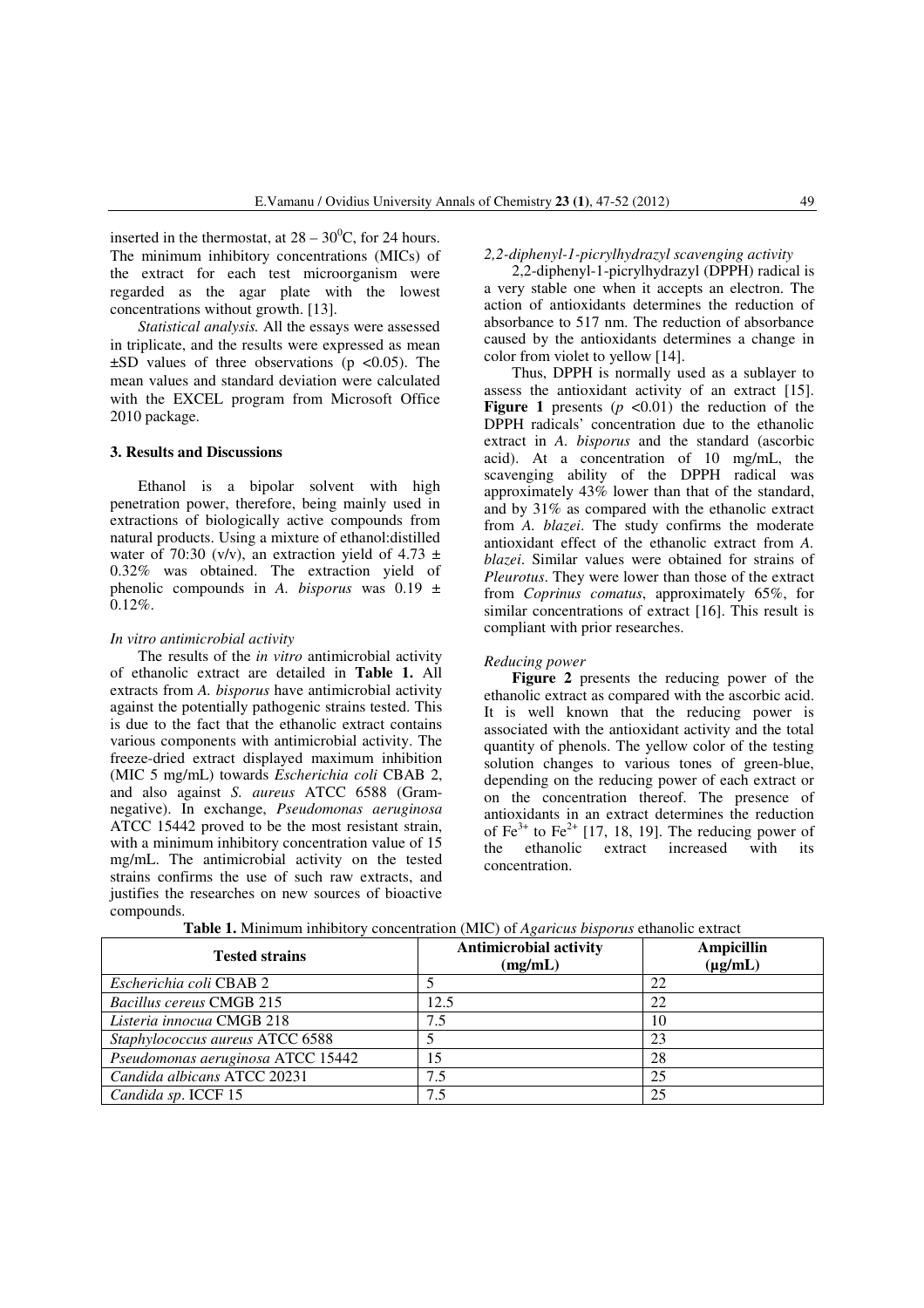inserted in the thermostat, at $28 – 30^0$C, for 24 hours. The minimum inhibitory concentrations (MICs) of the extract for each test microorganism were regarded as the agar plate with the lowest concentrations without growth. [13].

*Statistical analysis.* All the essays were assessed in triplicate, and the results were expressed as mean ±SD values of three observations ($p < 0.05$). The mean values and standard deviation were calculated with the EXCEL program from Microsoft Office 2010 package.

## 3. Results and Discussions

Ethanol is a bipolar solvent with high penetration power, therefore, being mainly used in extractions of biologically active compounds from natural products. Using a mixture of ethanol:distilled water of 70:30 (v/v), an extraction yield of 4.73 ± 0.32% was obtained. The extraction yield of phenolic compounds in *A. bisporus* was 0.19 ± 0.12%.

### *In vitro antimicrobial activity*

The results of the *in vitro* antimicrobial activity of ethanolic extract are detailed in **Table 1.** All extracts from *A. bisporus* have antimicrobial activity against the potentially pathogenic strains tested. This is due to the fact that the ethanolic extract contains various components with antimicrobial activity. The freeze-dried extract displayed maximum inhibition (MIC 5 mg/mL) towards *Escherichia coli* CBAB 2, and also against *S. aureus* ATCC 6588 (Gram-negative). In exchange, *Pseudomonas aeruginosa* ATCC 15442 proved to be the most resistant strain, with a minimum inhibitory concentration value of 15 mg/mL. The antimicrobial activity on the tested strains confirms the use of such raw extracts, and justifies the researches on new sources of bioactive compounds.

### *2,2-diphenyl-1-picrylhydrazyl scavenging activity*

2,2-diphenyl-1-picrylhydrazyl (DPPH) radical is a very stable one when it accepts an electron. The action of antioxidants determines the reduction of absorbance to 517 nm. The reduction of absorbance caused by the antioxidants determines a change in color from violet to yellow [14].

Thus, DPPH is normally used as a sublayer to assess the antioxidant activity of an extract [15]. **Figure 1** presents ($p < 0.01$) the reduction of the DPPH radicals' concentration due to the ethanolic extract in *A. bisporus* and the standard (ascorbic acid). At a concentration of 10 mg/mL, the scavenging ability of the DPPH radical was approximately 43% lower than that of the standard, and by 31% as compared with the ethanolic extract from *A. blazei*. The study confirms the moderate antioxidant effect of the ethanolic extract from *A. blazei*. Similar values were obtained for strains of *Pleurotus*. They were lower than those of the extract from *Coprinus comatus*, approximately 65%, for similar concentrations of extract [16]. This result is compliant with prior researches.

### *Reducing power*

**Figure 2** presents the reducing power of the ethanolic extract as compared with the ascorbic acid. It is well known that the reducing power is associated with the antioxidant activity and the total quantity of phenols. The yellow color of the testing solution changes to various tones of green-blue, depending on the reducing power of each extract or on the concentration thereof. The presence of antioxidants in an extract determines the reduction of $Fe^{3+}$ to $Fe^{2+}$ [17, 18, 19]. The reducing power of the ethanolic extract increased with its concentration.

**Table 1.** Minimum inhibitory concentration (MIC) of *Agaricus bisporus* ethanolic extract

| Tested strains | Antimicrobial activity (mg/mL) | Ampicillin (µg/mL) |
|---|---|---|
| *Escherichia coli* CBAB 2 | 5 | 22 |
| *Bacillus cereus* CMGB 215 | 12.5 | 22 |
| *Listeria innocua* CMGB 218 | 7.5 | 10 |
| *Staphylococcus aureus* ATCC 6588 | 5 | 23 |
| *Pseudomonas aeruginosa* ATCC 15442 | 15 | 28 |
| *Candida albicans* ATCC 20231 | 7.5 | 25 |
| *Candida sp*. ICCF 15 | 7.5 | 25 |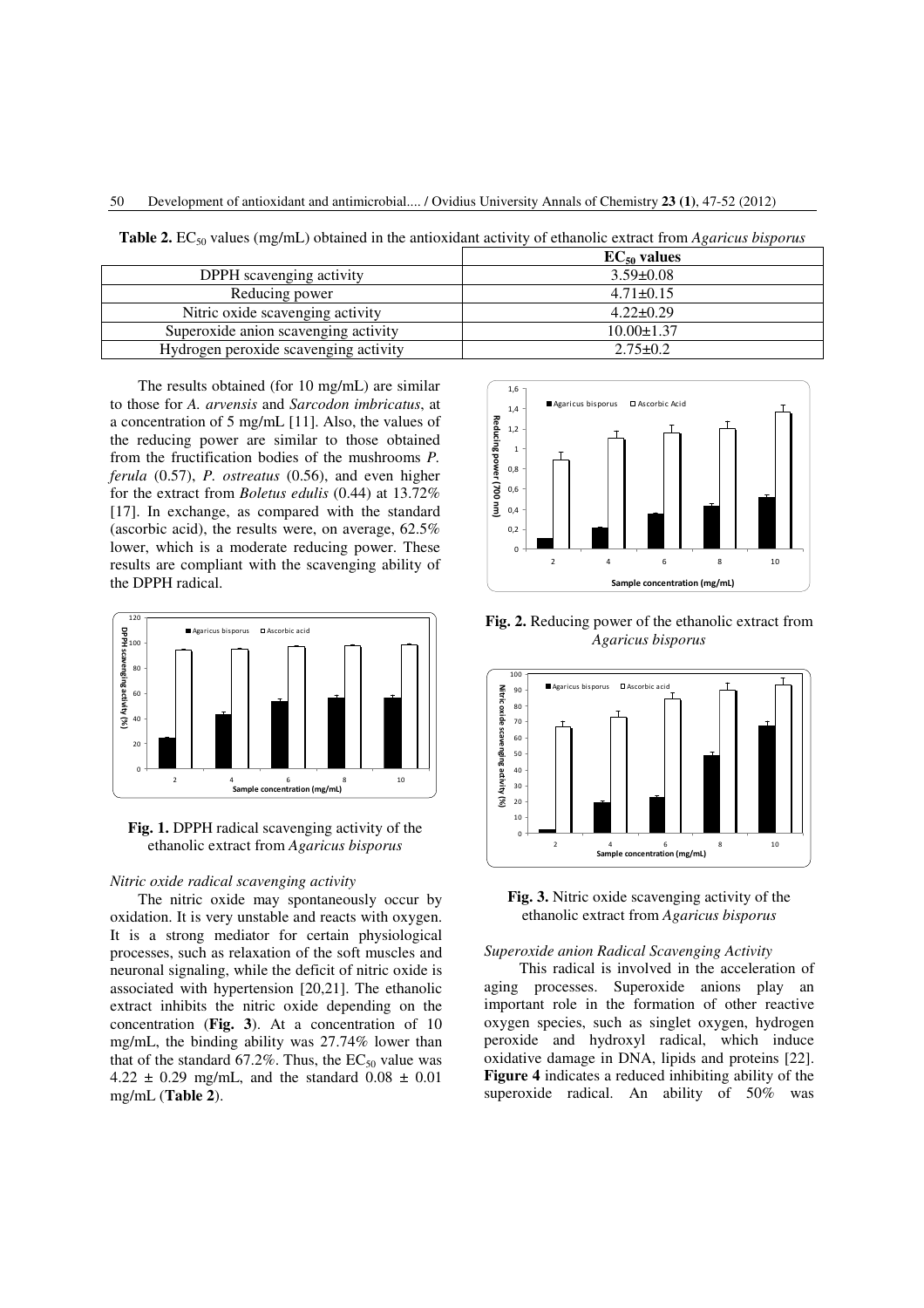**Table 2.** $EC_{50}$ values (mg/mL) obtained in the antioxidant activity of ethanolic extract from *Agaricus bisporus*

| | **$EC_{50}$ values** |
|---|---|
| DPPH scavenging activity | 3.59±0.08 |
| Reducing power | 4.71±0.15 |
| Nitric oxide scavenging activity | 4.22±0.29 |
| Superoxide anion scavenging activity | 10.00±1.37 |
| Hydrogen peroxide scavenging activity | 2.75±0.2 |

The results obtained (for 10 mg/mL) are similar to those for *A. arvensis* and *Sarcodon imbricatus*, at a concentration of 5 mg/mL [11]. Also, the values of the reducing power are similar to those obtained from the fructification bodies of the mushrooms *P. ferula* (0.57), *P. ostreatus* (0.56), and even higher for the extract from *Boletus edulis* (0.44) at 13.72% [17]. In exchange, as compared with the standard (ascorbic acid), the results were, on average, 62.5% lower, which is a moderate reducing power. These results are compliant with the scavenging ability of the DPPH radical.

**Fig. 1.** DPPH radical scavenging activity of the ethanolic extract from *Agaricus bisporus*

*Nitric oxide radical scavenging activity*

The nitric oxide may spontaneously occur by oxidation. It is very unstable and reacts with oxygen. It is a strong mediator for certain physiological processes, such as relaxation of the soft muscles and neuronal signaling, while the deficit of nitric oxide is associated with hypertension [20,21]. The ethanolic extract inhibits the nitric oxide depending on the concentration (**Fig. 3**). At a concentration of 10 mg/mL, the binding ability was 27.74% lower than that of the standard 67.2%. Thus, the $EC_{50}$ value was 4.22 ± 0.29 mg/mL, and the standard 0.08 ± 0.01 mg/mL (**Table 2**).

**Fig. 2.** Reducing power of the ethanolic extract from *Agaricus bisporus*

**Fig. 3.** Nitric oxide scavenging activity of the ethanolic extract from *Agaricus bisporus*

*Superoxide anion Radical Scavenging Activity*

This radical is involved in the acceleration of aging processes. Superoxide anions play an important role in the formation of other reactive oxygen species, such as singlet oxygen, hydrogen peroxide and hydroxyl radical, which induce oxidative damage in DNA, lipids and proteins [22]. **Figure 4** indicates a reduced inhibiting ability of the superoxide radical. An ability of 50% was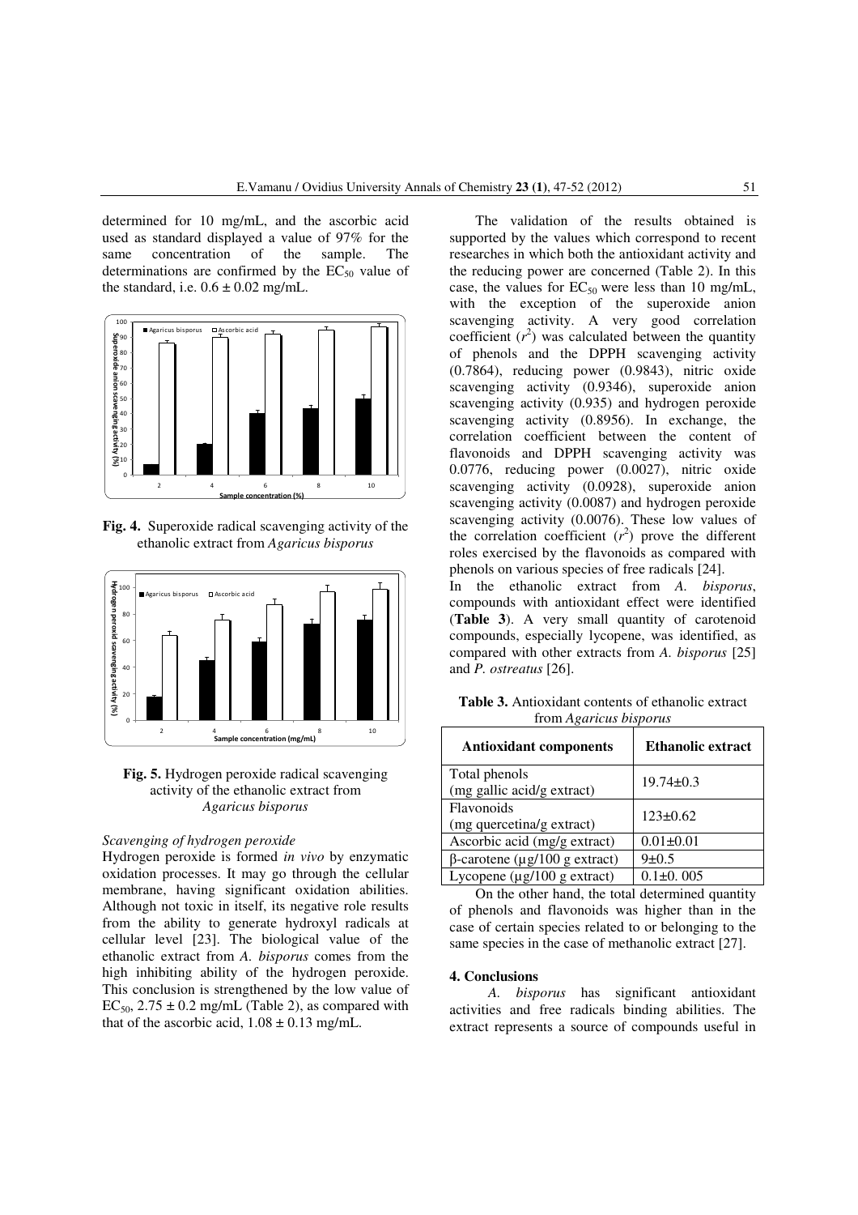determined for 10 mg/mL, and the ascorbic acid used as standard displayed a value of 97% for the same concentration of the sample. The determinations are confirmed by the $EC_{50}$ value of the standard, i.e. $0.6 \pm 0.02$ mg/mL.

**Fig. 4.** Superoxide radical scavenging activity of the ethanolic extract from *Agaricus bisporus*

**Fig. 5.** Hydrogen peroxide radical scavenging activity of the ethanolic extract from *Agaricus bisporus*

*Scavenging of hydrogen peroxide*

Hydrogen peroxide is formed *in vivo* by enzymatic oxidation processes. It may go through the cellular membrane, having significant oxidation abilities. Although not toxic in itself, its negative role results from the ability to generate hydroxyl radicals at cellular level [23]. The biological value of the ethanolic extract from *A. bisporus* comes from the high inhibiting ability of the hydrogen peroxide. This conclusion is strengthened by the low value of $EC_{50}$, $2.75 \pm 0.2$ mg/mL (Table 2), as compared with that of the ascorbic acid, $1.08 \pm 0.13$ mg/mL.

The validation of the results obtained is supported by the values which correspond to recent researches in which both the antioxidant activity and the reducing power are concerned (Table 2). In this case, the values for $EC_{50}$ were less than 10 mg/mL, with the exception of the superoxide anion scavenging activity. A very good correlation coefficient ($r^2$) was calculated between the quantity of phenols and the DPPH scavenging activity (0.7864), reducing power (0.9843), nitric oxide scavenging activity (0.9346), superoxide anion scavenging activity (0.935) and hydrogen peroxide scavenging activity (0.8956). In exchange, the correlation coefficient between the content of flavonoids and DPPH scavenging activity was 0.0776, reducing power (0.0027), nitric oxide scavenging activity (0.0928), superoxide anion scavenging activity (0.0087) and hydrogen peroxide scavenging activity (0.0076). These low values of the correlation coefficient ($r^2$) prove the different roles exercised by the flavonoids as compared with phenols on various species of free radicals [24].

In the ethanolic extract from *A. bisporus*, compounds with antioxidant effect were identified (**Table 3**). A very small quantity of carotenoid compounds, especially lycopene, was identified, as compared with other extracts from *A. bisporus* [25] and *P. ostreatus* [26].

**Table 3.** Antioxidant contents of ethanolic extract from *Agaricus bisporus*

| Antioxidant components | Ethanolic extract |
|---|---|
| Total phenols (mg gallic acid/g extract) | 19.74±0.3 |
| Flavonoids (mg quercetina/g extract) | 123±0.62 |
| Ascorbic acid (mg/g extract) | 0.01±0.01 |
| β-carotene (µg/100 g extract) | 9±0.5 |
| Lycopene (µg/100 g extract) | 0.1±0. 005 |

On the other hand, the total determined quantity of phenols and flavonoids was higher than in the case of certain species related to or belonging to the same species in the case of methanolic extract [27].

## 4. Conclusions

*A. bisporus* has significant antioxidant activities and free radicals binding abilities. The extract represents a source of compounds useful in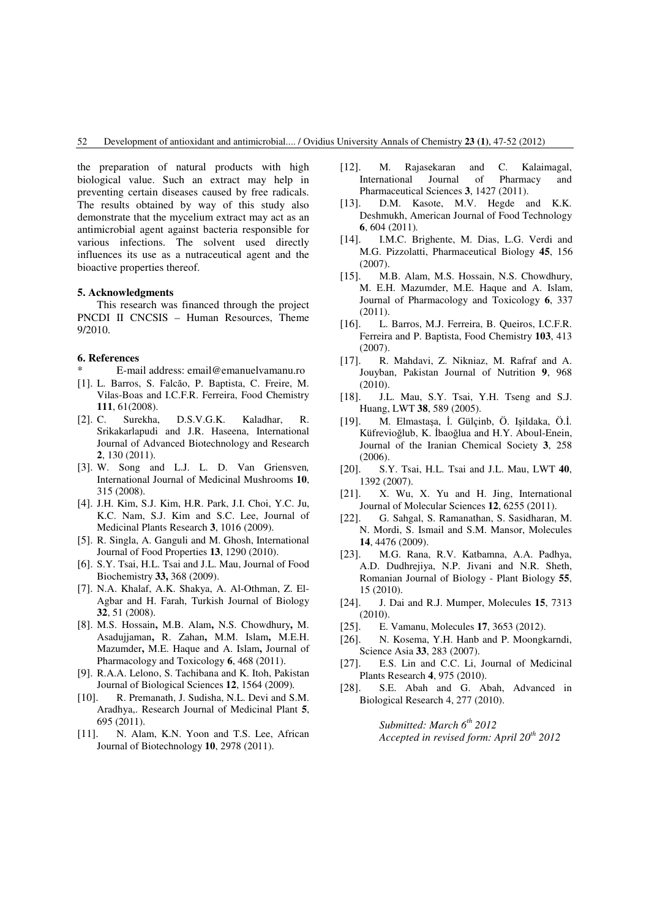the preparation of natural products with high biological value. Such an extract may help in preventing certain diseases caused by free radicals. The results obtained by way of this study also demonstrate that the mycelium extract may act as an antimicrobial agent against bacteria responsible for various infections. The solvent used directly influences its use as a nutraceutical agent and the bioactive properties thereof.

### 5. Acknowledgments

This research was financed through the project PNCDI II CNCSIS – Human Resources, Theme 9/2010.

### 6. References

\* E-mail address: email@emanuelvamanu.ro

[1]. L. Barros, S. Falcão, P. Baptista, C. Freire, M. Vilas-Boas and I.C.F.R. Ferreira, Food Chemistry **111**, 61(2008).

[2]. C. Surekha, D.S.V.G.K. Kaladhar, R. Srikakarlapudi and J.R. Haseena, International Journal of Advanced Biotechnology and Research **2**, 130 (2011).

[3]. W. Song and L.J. L. D. Van Griensven, International Journal of Medicinal Mushrooms **10**, 315 (2008).

[4]. J.H. Kim, S.J. Kim, H.R. Park, J.I. Choi, Y.C. Ju, K.C. Nam, S.J. Kim and S.C. Lee, Journal of Medicinal Plants Research **3**, 1016 (2009).

[5]. R. Singla, A. Ganguli and M. Ghosh, International Journal of Food Properties **13**, 1290 (2010).

[6]. S.Y. Tsai, H.L. Tsai and J.L. Mau, Journal of Food Biochemistry **33,** 368 (2009).

[7]. N.A. Khalaf, A.K. Shakya, A. Al-Othman, Z. El-Agbar and H. Farah, Turkish Journal of Biology **32**, 51 (2008).

[8]. M.S. Hossain**,** M.B. Alam**,** N.S. Chowdhury**,** M. Asadujjaman**,** R. Zahan**,** M.M. Islam**,** M.E.H. Mazumder**,** M.E. Haque and A. Islam**,** Journal of Pharmacology and Toxicology **6**, 468 (2011).

[9]. R.A.A. Lelono, S. Tachibana and K. Itoh, Pakistan Journal of Biological Sciences **12**, 1564 (2009).

[10]. R. Premanath, J. Sudisha, N.L. Devi and S.M. Aradhya,. Research Journal of Medicinal Plant **5**, 695 (2011).

[11]. N. Alam, K.N. Yoon and T.S. Lee, African Journal of Biotechnology **10**, 2978 (2011).

[12]. M. Rajasekaran and C. Kalaimagal, International Journal of Pharmacy and Pharmaceutical Sciences **3**, 1427 (2011).

[13]. D.M. Kasote, M.V. Hegde and K.K. Deshmukh, American Journal of Food Technology **6**, 604 (2011).

[14]. I.M.C. Brighente, M. Dias, L.G. Verdi and M.G. Pizzolatti, Pharmaceutical Biology **45**, 156 (2007).

[15]. M.B. Alam, M.S. Hossain, N.S. Chowdhury, M. E.H. Mazumder, M.E. Haque and A. Islam, Journal of Pharmacology and Toxicology **6**, 337 (2011).

[16]. L. Barros, M.J. Ferreira, B. Queiros, I.C.F.R. Ferreira and P. Baptista, Food Chemistry **103**, 413 (2007).

[17]. R. Mahdavi, Z. Nikniaz, M. Rafraf and A. Jouyban, Pakistan Journal of Nutrition **9**, 968 (2010).

[18]. J.L. Mau, S.Y. Tsai, Y.H. Tseng and S.J. Huang, LWT **38**, 589 (2005).

[19]. M. Elmastaşa, İ. Gülçinb, Ö. Işildaka, Ö.İ. Küfrevioğlub, K. İbaoğlua and H.Y. Aboul-Enein, Journal of the Iranian Chemical Society **3**, 258 (2006).

[20]. S.Y. Tsai, H.L. Tsai and J.L. Mau, LWT **40**, 1392 (2007).

[21]. X. Wu, X. Yu and H. Jing, International Journal of Molecular Sciences **12**, 6255 (2011).

[22]. G. Sahgal, S. Ramanathan, S. Sasidharan, M. N. Mordi, S. Ismail and S.M. Mansor, Molecules **14**, 4476 (2009).

[23]. M.G. Rana, R.V. Katbamna, A.A. Padhya, A.D. Dudhrejiya, N.P. Jivani and N.R. Sheth, Romanian Journal of Biology - Plant Biology **55**, 15 (2010).

[24]. J. Dai and R.J. Mumper, Molecules **15**, 7313 (2010).

[25]. E. Vamanu, Molecules **17**, 3653 (2012).

[26]. N. Kosema, Y.H. Hanb and P. Moongkarndi, Science Asia **33**, 283 (2007).

[27]. E.S. Lin and C.C. Li, Journal of Medicinal Plants Research **4**, 975 (2010).

[28]. S.E. Abah and G. Abah, Advanced in Biological Research 4, 277 (2010).

*Submitted: March 6th 2012*
*Accepted in revised form: April 20th 2012*